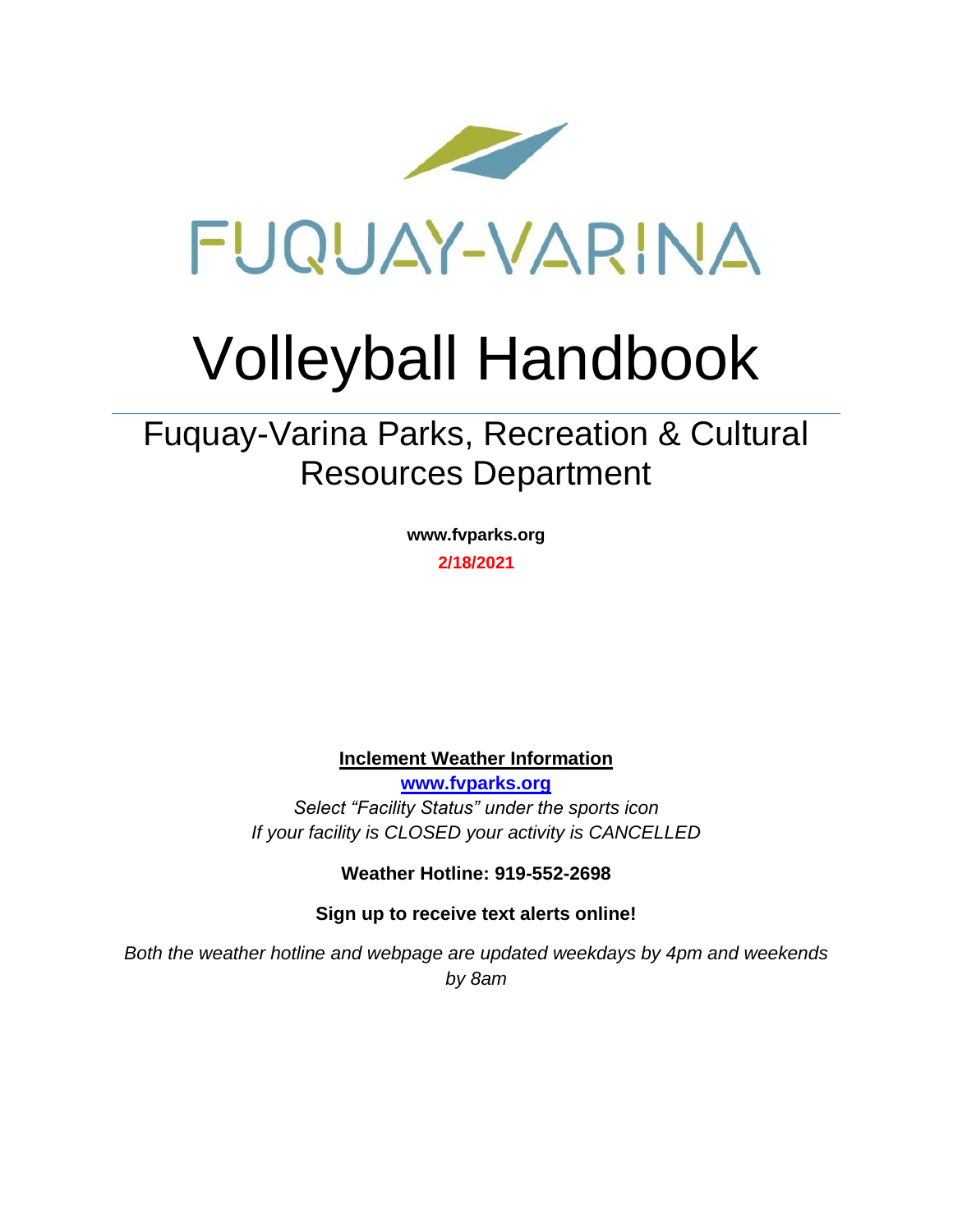FUQUAY-VARINA

# Volleyball Handbook

## Fuquay-Varina Parks, Recreation & Cultural Resources Department

**www.fvparks.org**

**2/18/2021**

**Inclement Weather Information**

**www.fvparks.org**

*Select "Facility Status" under the sports icon*

*If your facility is CLOSED your activity is CANCELLED*

**Weather Hotline: 919-552-2698**

**Sign up to receive text alerts online!**

*Both the weather hotline and webpage are updated weekdays by 4pm and weekends by 8am*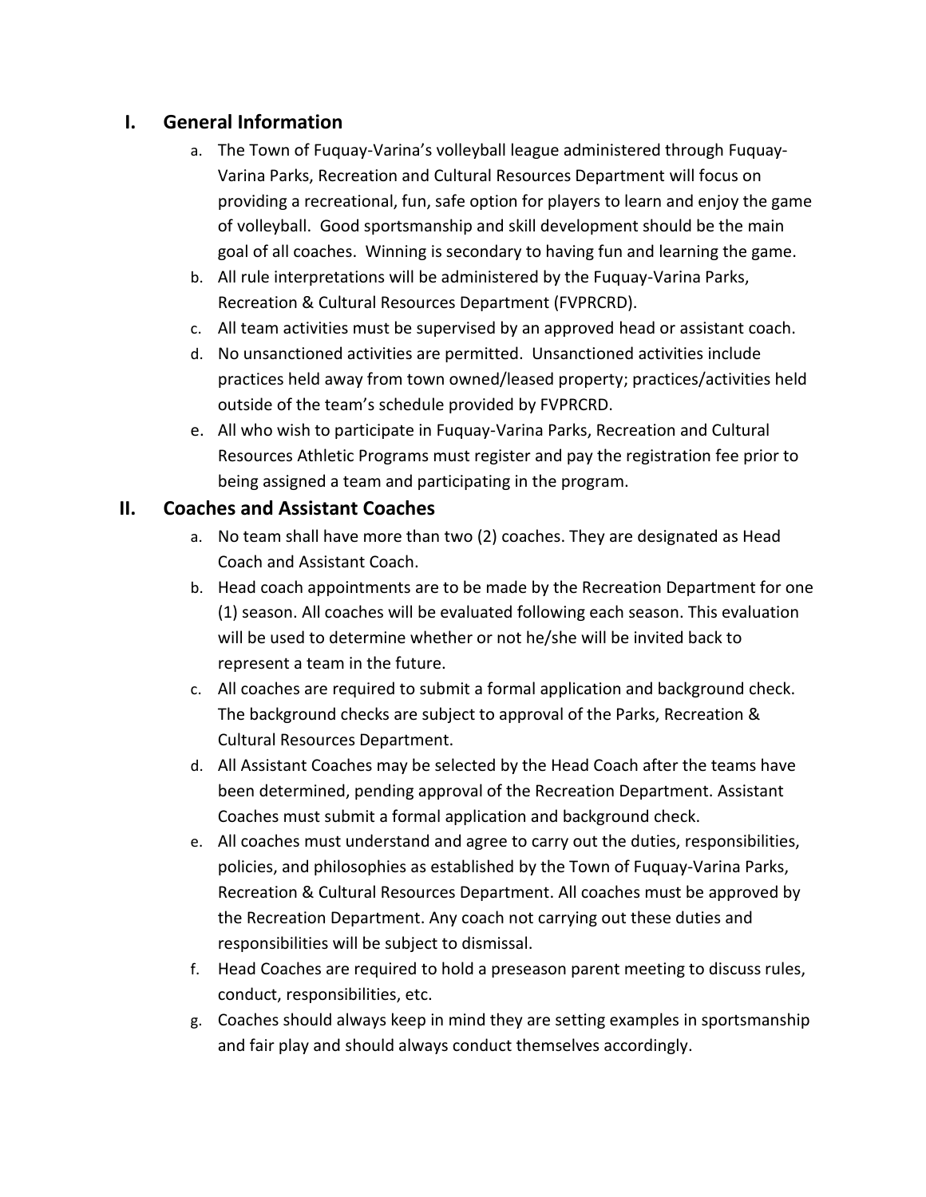## I. General Information

a. The Town of Fuquay-Varina's volleyball league administered through Fuquay-Varina Parks, Recreation and Cultural Resources Department will focus on providing a recreational, fun, safe option for players to learn and enjoy the game of volleyball. Good sportsmanship and skill development should be the main goal of all coaches. Winning is secondary to having fun and learning the game.

b. All rule interpretations will be administered by the Fuquay-Varina Parks, Recreation & Cultural Resources Department (FVPRCRD).

c. All team activities must be supervised by an approved head or assistant coach.

d. No unsanctioned activities are permitted. Unsanctioned activities include practices held away from town owned/leased property; practices/activities held outside of the team's schedule provided by FVPRCRD.

e. All who wish to participate in Fuquay-Varina Parks, Recreation and Cultural Resources Athletic Programs must register and pay the registration fee prior to being assigned a team and participating in the program.

## II. Coaches and Assistant Coaches

a. No team shall have more than two (2) coaches. They are designated as Head Coach and Assistant Coach.

b. Head coach appointments are to be made by the Recreation Department for one (1) season. All coaches will be evaluated following each season. This evaluation will be used to determine whether or not he/she will be invited back to represent a team in the future.

c. All coaches are required to submit a formal application and background check. The background checks are subject to approval of the Parks, Recreation & Cultural Resources Department.

d. All Assistant Coaches may be selected by the Head Coach after the teams have been determined, pending approval of the Recreation Department. Assistant Coaches must submit a formal application and background check.

e. All coaches must understand and agree to carry out the duties, responsibilities, policies, and philosophies as established by the Town of Fuquay-Varina Parks, Recreation & Cultural Resources Department. All coaches must be approved by the Recreation Department. Any coach not carrying out these duties and responsibilities will be subject to dismissal.

f. Head Coaches are required to hold a preseason parent meeting to discuss rules, conduct, responsibilities, etc.

g. Coaches should always keep in mind they are setting examples in sportsmanship and fair play and should always conduct themselves accordingly.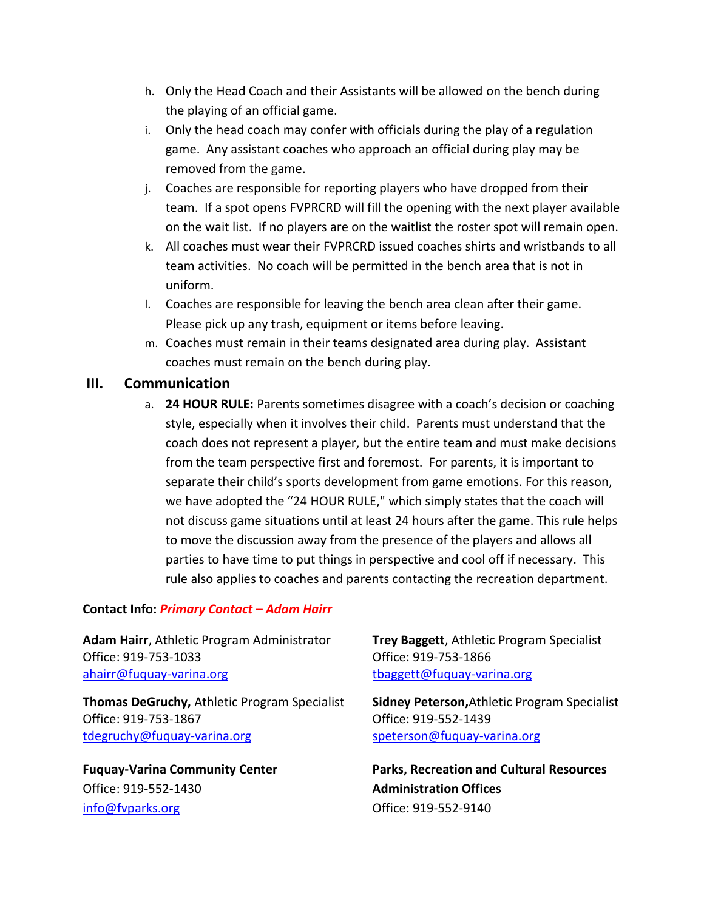h. Only the Head Coach and their Assistants will be allowed on the bench during the playing of an official game.
i. Only the head coach may confer with officials during the play of a regulation game. Any assistant coaches who approach an official during play may be removed from the game.
j. Coaches are responsible for reporting players who have dropped from their team. If a spot opens FVPRCRD will fill the opening with the next player available on the wait list. If no players are on the waitlist the roster spot will remain open.
k. All coaches must wear their FVPRCRD issued coaches shirts and wristbands to all team activities. No coach will be permitted in the bench area that is not in uniform.
l. Coaches are responsible for leaving the bench area clean after their game. Please pick up any trash, equipment or items before leaving.
m. Coaches must remain in their teams designated area during play. Assistant coaches must remain on the bench during play.

## III. Communication

a. **24 HOUR RULE:** Parents sometimes disagree with a coach's decision or coaching style, especially when it involves their child. Parents must understand that the coach does not represent a player, but the entire team and must make decisions from the team perspective first and foremost. For parents, it is important to separate their child's sports development from game emotions. For this reason, we have adopted the "24 HOUR RULE," which simply states that the coach will not discuss game situations until at least 24 hours after the game. This rule helps to move the discussion away from the presence of the players and allows all parties to have time to put things in perspective and cool off if necessary. This rule also applies to coaches and parents contacting the recreation department.

**Contact Info:** ***Primary Contact – Adam Hairr***

**Adam Hairr**, Athletic Program Administrator
Office: 919-753-1033
ahairr@fuquay-varina.org

**Trey Baggett**, Athletic Program Specialist
Office: 919-753-1866
tbaggett@fuquay-varina.org

**Thomas DeGruchy,** Athletic Program Specialist
Office: 919-753-1867
tdegruchy@fuquay-varina.org

**Sidney Peterson,** Athletic Program Specialist
Office: 919-552-1439
speterson@fuquay-varina.org

**Fuquay-Varina Community Center**
Office: 919-552-1430
info@fvparks.org

**Parks, Recreation and Cultural Resources Administration Offices**
Office: 919-552-9140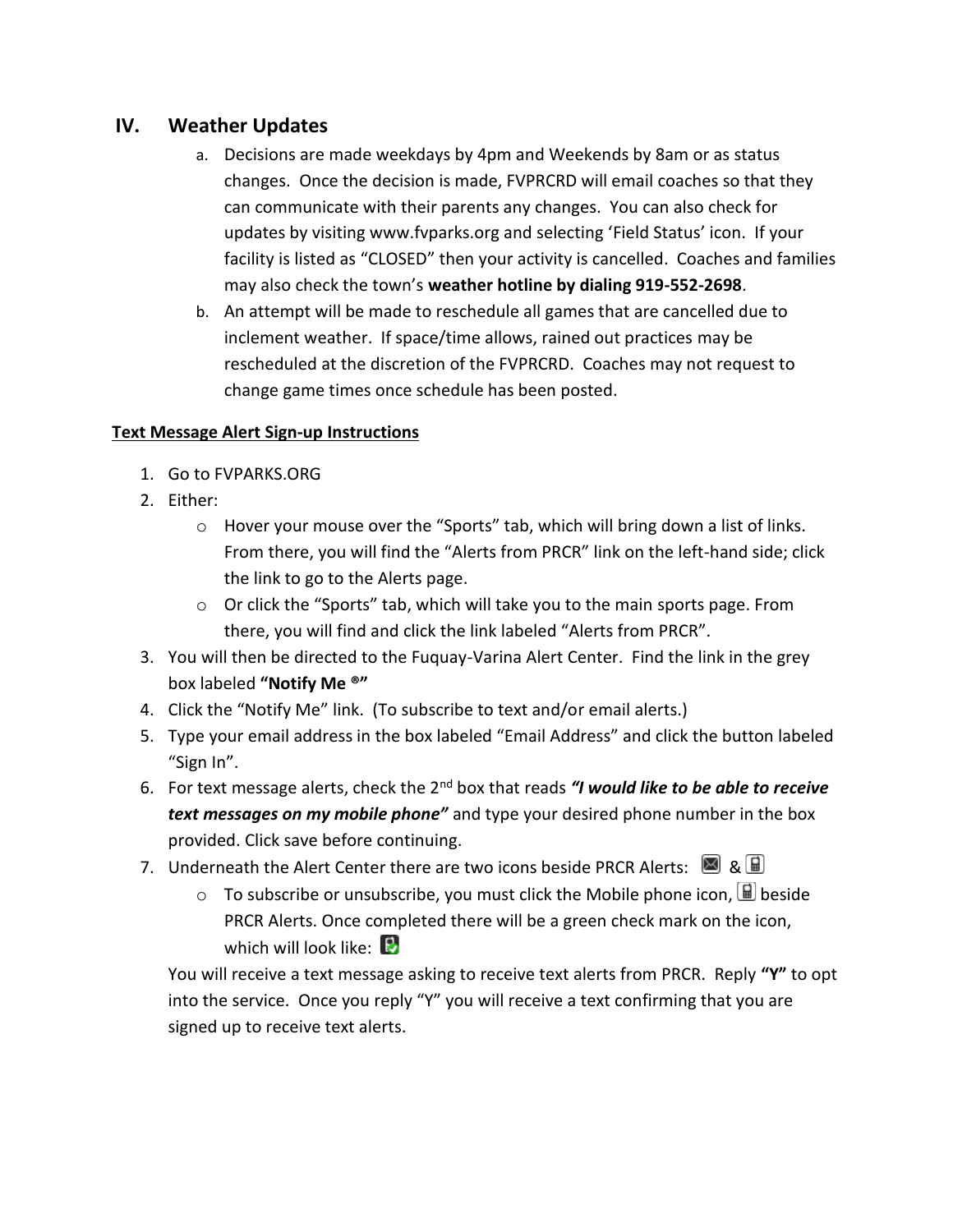## IV. Weather Updates

a. Decisions are made weekdays by 4pm and Weekends by 8am or as status changes. Once the decision is made, FVPRCRD will email coaches so that they can communicate with their parents any changes. You can also check for updates by visiting www.fvparks.org and selecting 'Field Status' icon. If your facility is listed as "CLOSED" then your activity is cancelled. Coaches and families may also check the town's **weather hotline by dialing 919-552-2698**.

b. An attempt will be made to reschedule all games that are cancelled due to inclement weather. If space/time allows, rained out practices may be rescheduled at the discretion of the FVPRCRD. Coaches may not request to change game times once schedule has been posted.

**Text Message Alert Sign-up Instructions**

1. Go to FVPARKS.ORG
2. Either:
   - Hover your mouse over the "Sports" tab, which will bring down a list of links. From there, you will find the "Alerts from PRCR" link on the left-hand side; click the link to go to the Alerts page.
   - Or click the "Sports" tab, which will take you to the main sports page. From there, you will find and click the link labeled "Alerts from PRCR".
3. You will then be directed to the Fuquay-Varina Alert Center. Find the link in the grey box labeled **"Notify Me ®"**
4. Click the "Notify Me" link. (To subscribe to text and/or email alerts.)
5. Type your email address in the box labeled "Email Address" and click the button labeled "Sign In".
6. For text message alerts, check the 2nd box that reads ***"I would like to be able to receive text messages on my mobile phone"*** and type your desired phone number in the box provided. Click save before continuing.
7. Underneath the Alert Center there are two icons beside PRCR Alerts: &
   - To subscribe or unsubscribe, you must click the Mobile phone icon, beside PRCR Alerts. Once completed there will be a green check mark on the icon, which will look like:

   You will receive a text message asking to receive text alerts from PRCR. Reply **"Y"** to opt into the service. Once you reply "Y" you will receive a text confirming that you are signed up to receive text alerts.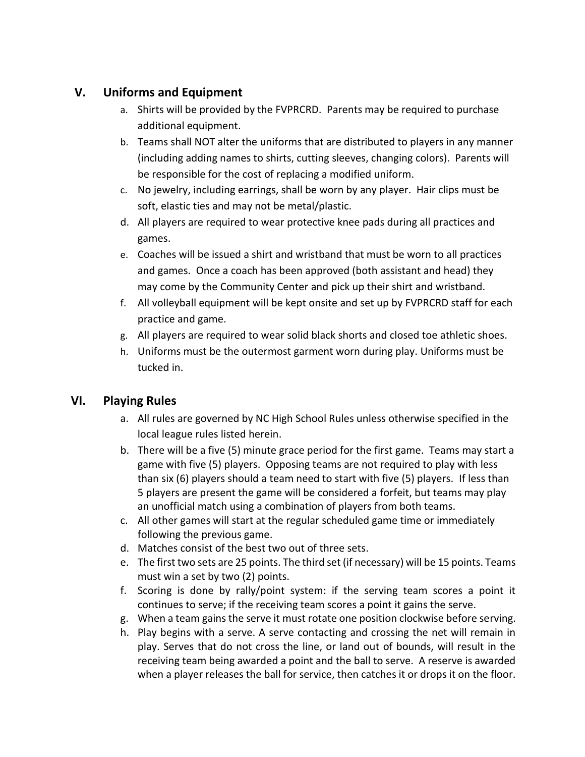## V. Uniforms and Equipment

a. Shirts will be provided by the FVPRCRD. Parents may be required to purchase additional equipment.
b. Teams shall NOT alter the uniforms that are distributed to players in any manner (including adding names to shirts, cutting sleeves, changing colors). Parents will be responsible for the cost of replacing a modified uniform.
c. No jewelry, including earrings, shall be worn by any player. Hair clips must be soft, elastic ties and may not be metal/plastic.
d. All players are required to wear protective knee pads during all practices and games.
e. Coaches will be issued a shirt and wristband that must be worn to all practices and games. Once a coach has been approved (both assistant and head) they may come by the Community Center and pick up their shirt and wristband.
f. All volleyball equipment will be kept onsite and set up by FVPRCRD staff for each practice and game.
g. All players are required to wear solid black shorts and closed toe athletic shoes.
h. Uniforms must be the outermost garment worn during play. Uniforms must be tucked in.

## VI. Playing Rules

a. All rules are governed by NC High School Rules unless otherwise specified in the local league rules listed herein.
b. There will be a five (5) minute grace period for the first game. Teams may start a game with five (5) players. Opposing teams are not required to play with less than six (6) players should a team need to start with five (5) players. If less than 5 players are present the game will be considered a forfeit, but teams may play an unofficial match using a combination of players from both teams.
c. All other games will start at the regular scheduled game time or immediately following the previous game.
d. Matches consist of the best two out of three sets.
e. The first two sets are 25 points. The third set (if necessary) will be 15 points. Teams must win a set by two (2) points.
f. Scoring is done by rally/point system: if the serving team scores a point it continues to serve; if the receiving team scores a point it gains the serve.
g. When a team gains the serve it must rotate one position clockwise before serving.
h. Play begins with a serve. A serve contacting and crossing the net will remain in play. Serves that do not cross the line, or land out of bounds, will result in the receiving team being awarded a point and the ball to serve. A reserve is awarded when a player releases the ball for service, then catches it or drops it on the floor.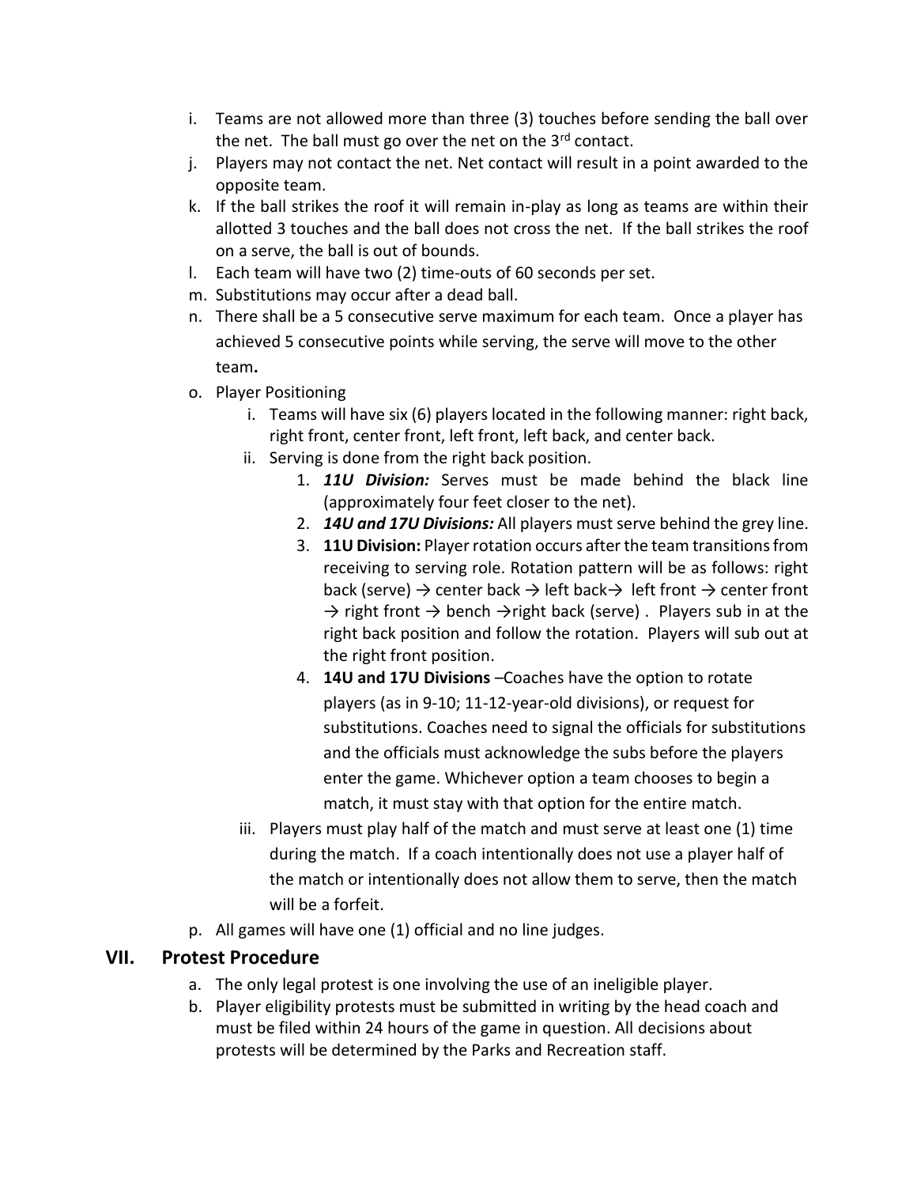i. Teams are not allowed more than three (3) touches before sending the ball over the net. The ball must go over the net on the 3rd contact.
j. Players may not contact the net. Net contact will result in a point awarded to the opposite team.
k. If the ball strikes the roof it will remain in-play as long as teams are within their allotted 3 touches and the ball does not cross the net. If the ball strikes the roof on a serve, the ball is out of bounds.
l. Each team will have two (2) time-outs of 60 seconds per set.
m. Substitutions may occur after a dead ball.
n. There shall be a 5 consecutive serve maximum for each team. Once a player has achieved 5 consecutive points while serving, the serve will move to the other team**.**
o. Player Positioning
    i. Teams will have six (6) players located in the following manner: right back, right front, center front, left front, left back, and center back.
    ii. Serving is done from the right back position.
        1. ***11U Division:*** Serves must be made behind the black line (approximately four feet closer to the net).
        2. ***14U and 17U Divisions:*** All players must serve behind the grey line.
        3. **11U Division:** Player rotation occurs after the team transitions from receiving to serving role. Rotation pattern will be as follows: right back (serve) → center back → left back→ left front → center front → right front → bench →right back (serve) . Players sub in at the right back position and follow the rotation. Players will sub out at the right front position.
        4. **14U and 17U Divisions** –Coaches have the option to rotate players (as in 9-10; 11-12-year-old divisions), or request for substitutions. Coaches need to signal the officials for substitutions and the officials must acknowledge the subs before the players enter the game. Whichever option a team chooses to begin a match, it must stay with that option for the entire match.
    iii. Players must play half of the match and must serve at least one (1) time during the match. If a coach intentionally does not use a player half of the match or intentionally does not allow them to serve, then the match will be a forfeit.
p. All games will have one (1) official and no line judges.

## VII. Protest Procedure

a. The only legal protest is one involving the use of an ineligible player.
b. Player eligibility protests must be submitted in writing by the head coach and must be filed within 24 hours of the game in question. All decisions about protests will be determined by the Parks and Recreation staff.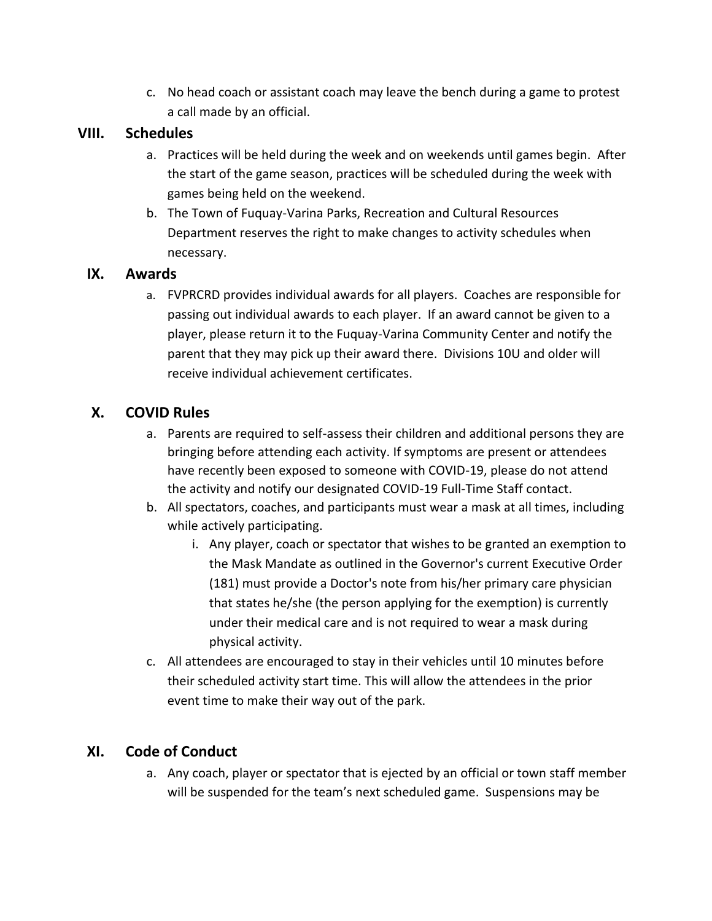c. No head coach or assistant coach may leave the bench during a game to protest a call made by an official.

## VIII. Schedules

a. Practices will be held during the week and on weekends until games begin. After the start of the game season, practices will be scheduled during the week with games being held on the weekend.

b. The Town of Fuquay-Varina Parks, Recreation and Cultural Resources Department reserves the right to make changes to activity schedules when necessary.

## IX. Awards

a. FVPRCRD provides individual awards for all players. Coaches are responsible for passing out individual awards to each player. If an award cannot be given to a player, please return it to the Fuquay-Varina Community Center and notify the parent that they may pick up their award there. Divisions 10U and older will receive individual achievement certificates.

## X. COVID Rules

a. Parents are required to self-assess their children and additional persons they are bringing before attending each activity. If symptoms are present or attendees have recently been exposed to someone with COVID-19, please do not attend the activity and notify our designated COVID-19 Full-Time Staff contact.

b. All spectators, coaches, and participants must wear a mask at all times, including while actively participating.

   i. Any player, coach or spectator that wishes to be granted an exemption to the Mask Mandate as outlined in the Governor's current Executive Order (181) must provide a Doctor's note from his/her primary care physician that states he/she (the person applying for the exemption) is currently under their medical care and is not required to wear a mask during physical activity.

c. All attendees are encouraged to stay in their vehicles until 10 minutes before their scheduled activity start time. This will allow the attendees in the prior event time to make their way out of the park.

## XI. Code of Conduct

a. Any coach, player or spectator that is ejected by an official or town staff member will be suspended for the team's next scheduled game. Suspensions may be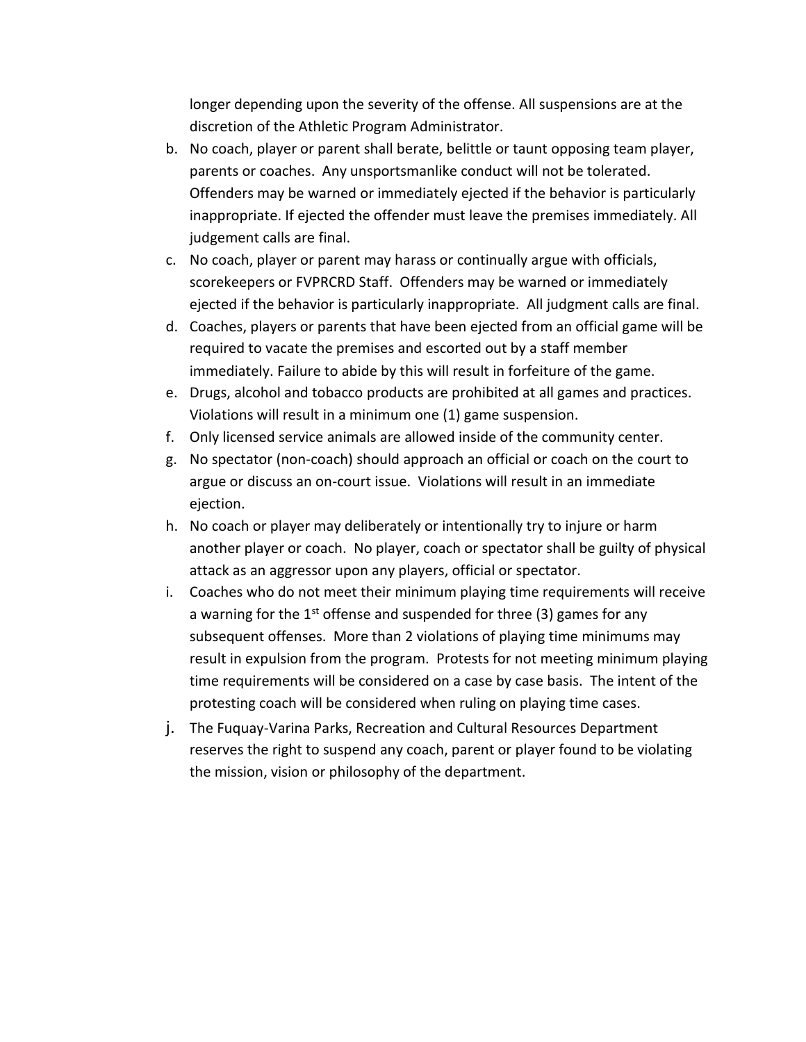longer depending upon the severity of the offense. All suspensions are at the discretion of the Athletic Program Administrator.

b. No coach, player or parent shall berate, belittle or taunt opposing team player, parents or coaches. Any unsportsmanlike conduct will not be tolerated. Offenders may be warned or immediately ejected if the behavior is particularly inappropriate. If ejected the offender must leave the premises immediately. All judgement calls are final.
c. No coach, player or parent may harass or continually argue with officials, scorekeepers or FVPRCRD Staff. Offenders may be warned or immediately ejected if the behavior is particularly inappropriate. All judgment calls are final.
d. Coaches, players or parents that have been ejected from an official game will be required to vacate the premises and escorted out by a staff member immediately. Failure to abide by this will result in forfeiture of the game.
e. Drugs, alcohol and tobacco products are prohibited at all games and practices. Violations will result in a minimum one (1) game suspension.
f. Only licensed service animals are allowed inside of the community center.
g. No spectator (non-coach) should approach an official or coach on the court to argue or discuss an on-court issue. Violations will result in an immediate ejection.
h. No coach or player may deliberately or intentionally try to injure or harm another player or coach. No player, coach or spectator shall be guilty of physical attack as an aggressor upon any players, official or spectator.
i. Coaches who do not meet their minimum playing time requirements will receive a warning for the 1st offense and suspended for three (3) games for any subsequent offenses. More than 2 violations of playing time minimums may result in expulsion from the program. Protests for not meeting minimum playing time requirements will be considered on a case by case basis. The intent of the protesting coach will be considered when ruling on playing time cases.
j. The Fuquay-Varina Parks, Recreation and Cultural Resources Department reserves the right to suspend any coach, parent or player found to be violating the mission, vision or philosophy of the department.